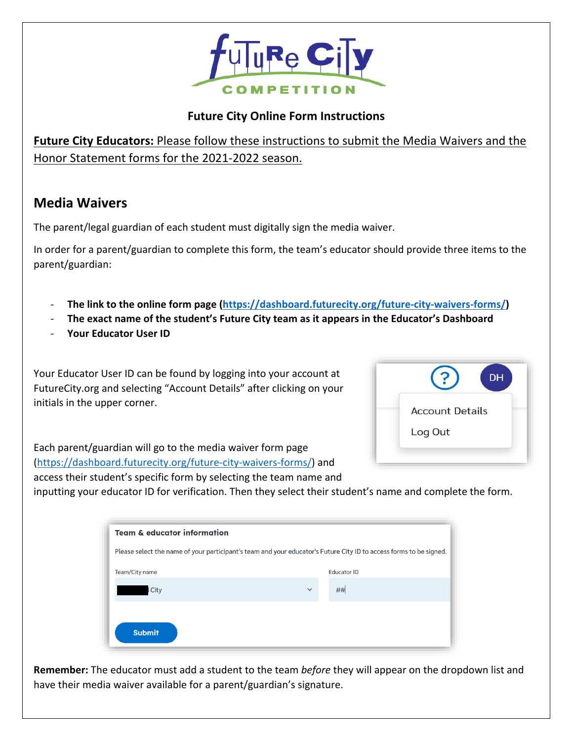# Future City Online Form Instructions

**Future City Educators:** Please follow these instructions to submit the Media Waivers and the Honor Statement forms for the 2021-2022 season.

## Media Waivers

The parent/legal guardian of each student must digitally sign the media waiver.

In order for a parent/guardian to complete this form, the team's educator should provide three items to the parent/guardian:

- **The link to the online form page (https://dashboard.futurecity.org/future-city-waivers-forms/)**
- **The exact name of the student's Future City team as it appears in the Educator's Dashboard**
- **Your Educator User ID**

Your Educator User ID can be found by logging into your account at FutureCity.org and selecting "Account Details" after clicking on your initials in the upper corner.

Each parent/guardian will go to the media waiver form page (https://dashboard.futurecity.org/future-city-waivers-forms/) and access their student's specific form by selecting the team name and inputting your educator ID for verification. Then they select their student's name and complete the form.

**Remember:** The educator must add a student to the team *before* they will appear on the dropdown list and have their media waiver available for a parent/guardian's signature.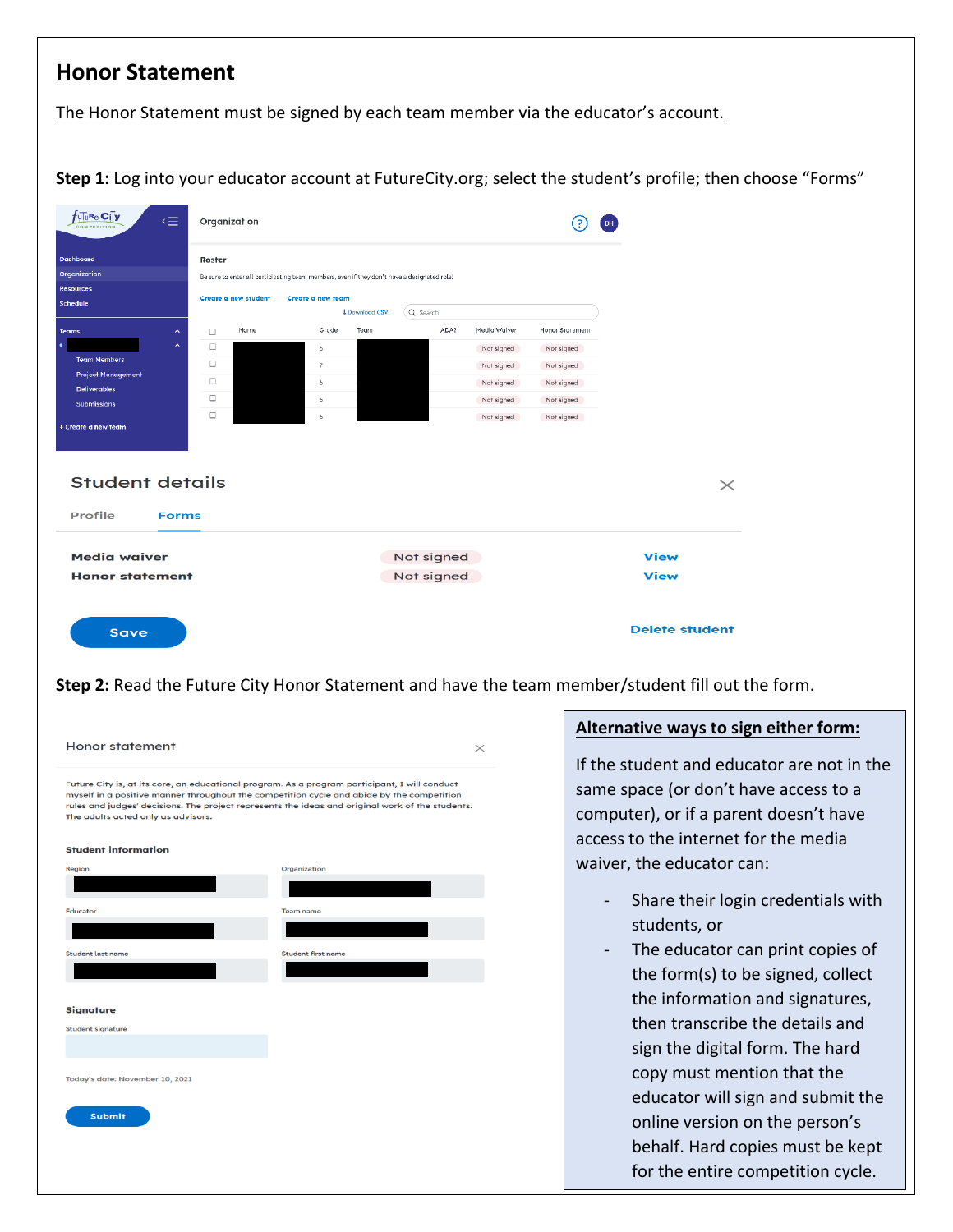## Honor Statement

The Honor Statement must be signed by each team member via the educator's account.

**Step 1:** Log into your educator account at FutureCity.org; select the student's profile; then choose "Forms"

Organization

Roster

Be sure to enter all participating team members, even if they don't have a designated role!

Create a new student Create a new team

Download CSV

| | Name | Grade | Team | ADA? | Media Waiver | Honor Statement |
|---|---|---|---|---|---|---|
| | | 6 | | | Not signed | Not signed |
| | | 7 | | | Not signed | Not signed |
| | | 6 | | | Not signed | Not signed |
| | | 6 | | | Not signed | Not signed |
| | | 6 | | | Not signed | Not signed |

Student details

Profile Forms

| | | |
|---|---|---|
| Media waiver | Not signed | View |
| Honor statement | Not signed | View |

Save Delete student

**Step 2:** Read the Future City Honor Statement and have the team member/student fill out the form.

Honor statement

Future City is, at its core, an educational program. As a program participant, I will conduct myself in a positive manner throughout the competition cycle and abide by the competition rules and judges' decisions. The project represents the ideas and original work of the students. The adults acted only as advisors.

Student information

Region Organization

Educator Team name

Student last name Student first name

Signature

Student signature

Today's date: November 10, 2021

Submit

**Alternative ways to sign either form:**

If the student and educator are not in the same space (or don't have access to a computer), or if a parent doesn't have access to the internet for the media waiver, the educator can:

- Share their login credentials with students, or
- The educator can print copies of the form(s) to be signed, collect the information and signatures, then transcribe the details and sign the digital form. The hard copy must mention that the educator will sign and submit the online version on the person's behalf. Hard copies must be kept for the entire competition cycle.